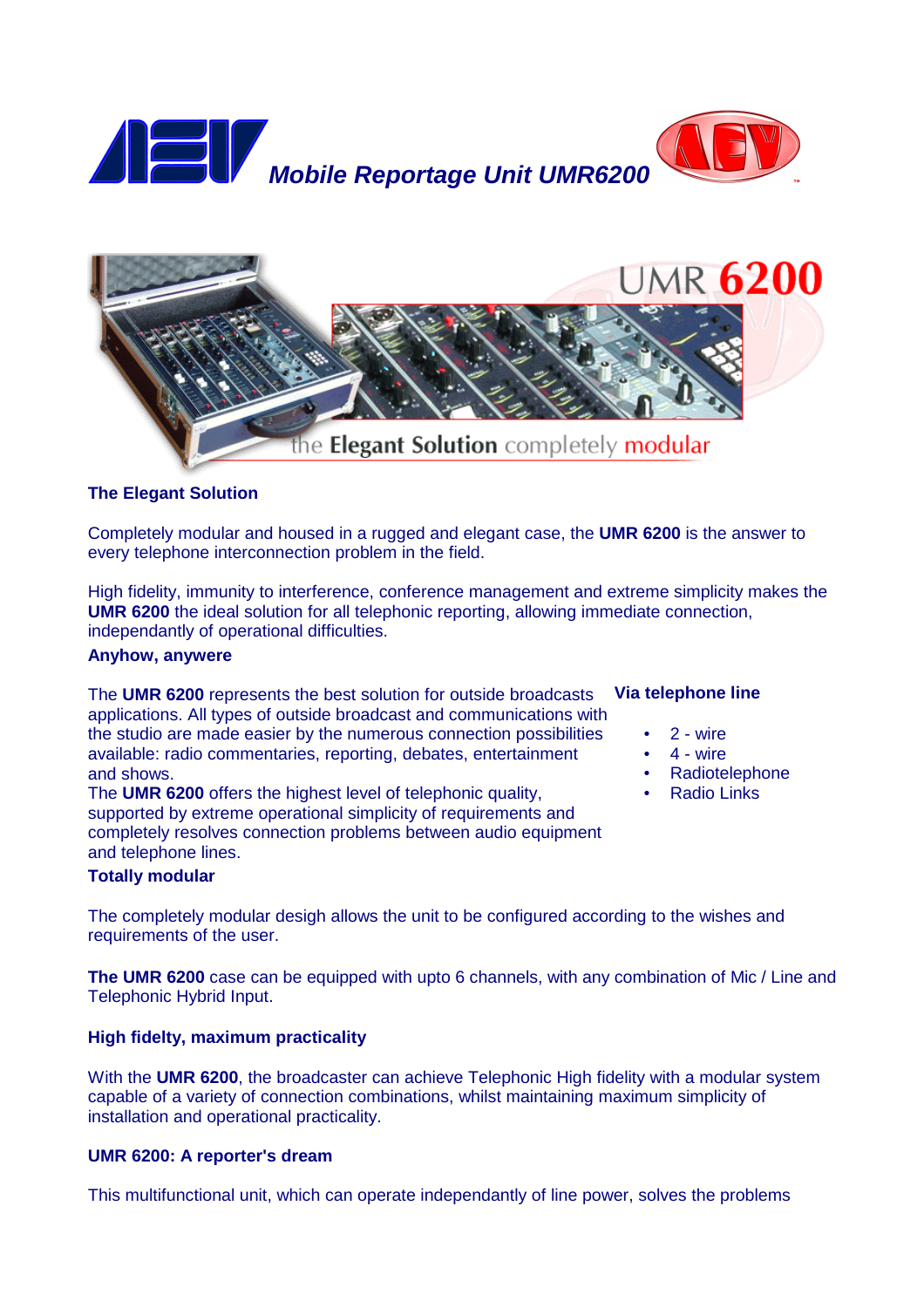# Mobile Reportage Unit UMR6200

UMR 6200

the Elegant Solution completely modular

## The Elegant Solution

Completely modular and housed in a rugged and elegant case, the **UMR 6200** is the answer to every telephone interconnection problem in the field.

High fidelity, immunity to interference, conference management and extreme simplicity makes the **UMR 6200** the ideal solution for all telephonic reporting, allowing immediate connection, independantly of operational difficulties.

## Anyhow, anywere

The **UMR 6200** represents the best solution for outside broadcasts applications. All types of outside broadcast and communications with the studio are made easier by the numerous connection possibilities available: radio commentaries, reporting, debates, entertainment and shows.

The **UMR 6200** offers the highest level of telephonic quality, supported by extreme operational simplicity of requirements and completely resolves connection problems between audio equipment and telephone lines.

**Via telephone line**

- 2 - wire
- 4 - wire
- Radiotelephone
- Radio Links

## Totally modular

The completely modular desigh allows the unit to be configured according to the wishes and requirements of the user.

**The UMR 6200** case can be equipped with upto 6 channels, with any combination of Mic / Line and Telephonic Hybrid Input.

## High fidelity, maximum practicality

With the **UMR 6200**, the broadcaster can achieve Telephonic High fidelity with a modular system capable of a variety of connection combinations, whilst maintaining maximum simplicity of installation and operational practicality.

## UMR 6200: A reporter's dream

This multifunctional unit, which can operate independantly of line power, solves the problems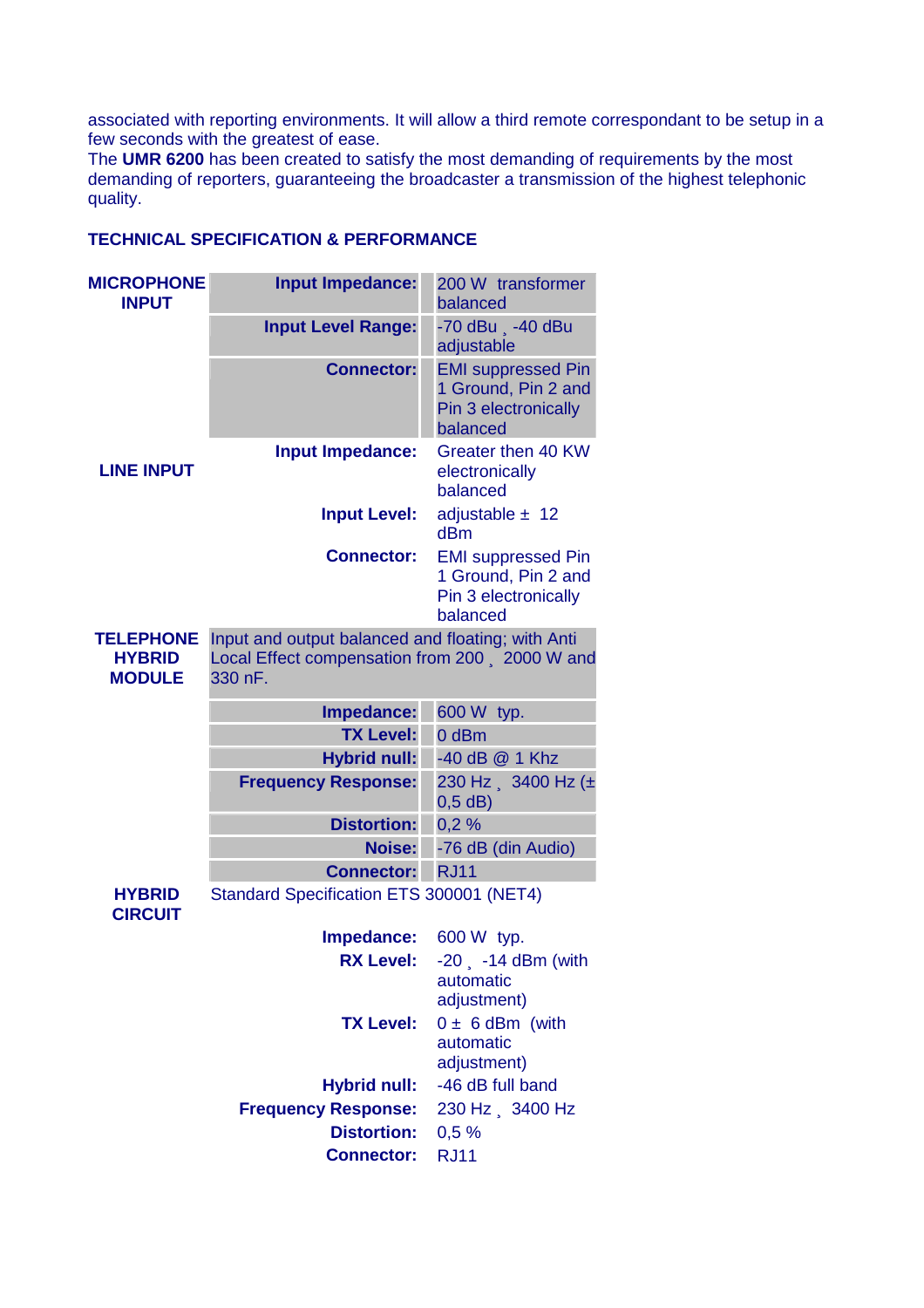associated with reporting environments. It will allow a third remote correspondant to be setup in a few seconds with the greatest of ease.
The **UMR 6200** has been created to satisfy the most demanding of requirements by the most demanding of reporters, guaranteeing the broadcaster a transmission of the highest telephonic quality.

**TECHNICAL SPECIFICATION & PERFORMANCE**

| | | |
|---|---|---|
| **MICROPHONE INPUT** | **Input Impedance:** | 200 W transformer balanced |
| | **Input Level Range:** | -70 dBu ¸ -40 dBu adjustable |
| | **Connector:** | EMI suppressed Pin 1 Ground, Pin 2 and Pin 3 electronically balanced |
| **LINE INPUT** | **Input Impedance:** | Greater then 40 KW electronically balanced |
| | **Input Level:** | adjustable ± 12 dBm |
| | **Connector:** | EMI suppressed Pin 1 Ground, Pin 2 and Pin 3 electronically balanced |
| **TELEPHONE HYBRID MODULE** | Input and output balanced and floating; with Anti Local Effect compensation from 200 ¸ 2000 W and 330 nF. | |
| | **Impedance:** | 600 W typ. |
| | **TX Level:** | 0 dBm |
| | **Hybrid null:** | -40 dB @ 1 Khz |
| | **Frequency Response:** | 230 Hz ¸ 3400 Hz (± 0,5 dB) |
| | **Distortion:** | 0,2 % |
| | **Noise:** | -76 dB (din Audio) |
| | **Connector:** | RJ11 |
| **HYBRID CIRCUIT** | Standard Specification ETS 300001 (NET4) | |
| | **Impedance:** | 600 W typ. |
| | **RX Level:** | -20 ¸ -14 dBm (with automatic adjustment) |
| | **TX Level:** | 0 ± 6 dBm (with automatic adjustment) |
| | **Hybrid null:** | -46 dB full band |
| | **Frequency Response:** | 230 Hz ¸ 3400 Hz |
| | **Distortion:** | 0,5 % |
| | **Connector:** | RJ11 |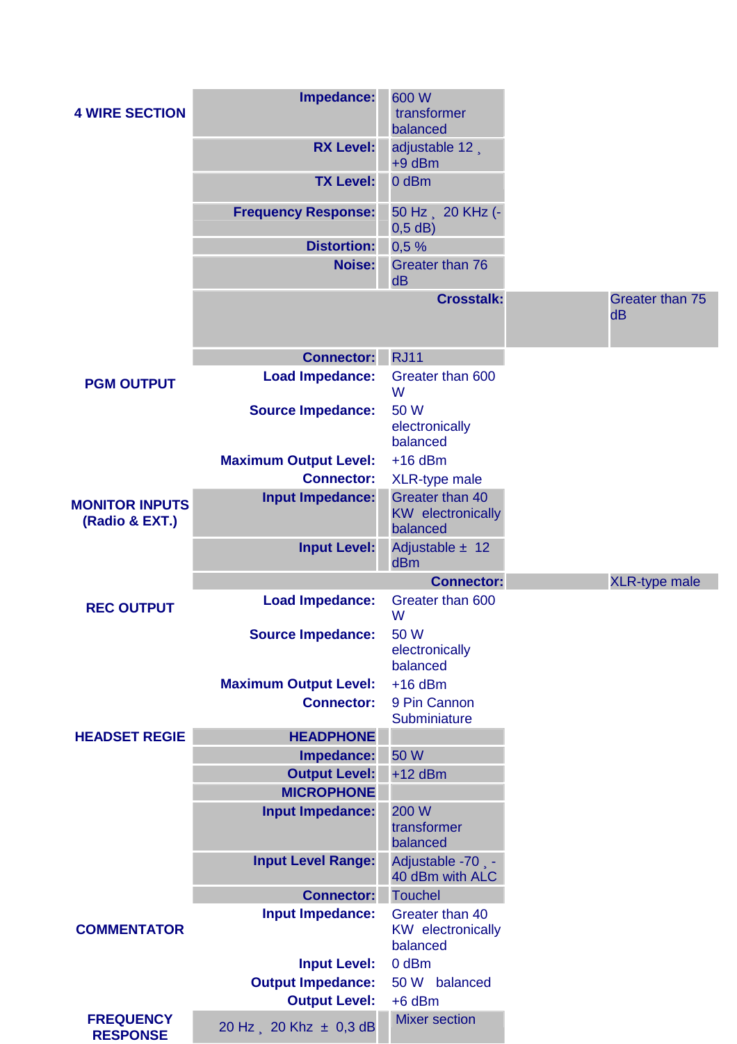| | | |
|---|---|---|
| **4 WIRE SECTION** | **Impedance:** | 600 W transformer balanced |
| | **RX Level:** | adjustable 12 ¸ +9 dBm |
| | **TX Level:** | 0 dBm |
| | **Frequency Response:** | 50 Hz ¸ 20 KHz (- 0,5 dB) |
| | **Distortion:** | 0,5 % |
| | **Noise:** | Greater than 76 dB |
| | **Crosstalk:** | Greater than 75 dB |
| | **Connector:** | RJ11 |
| **PGM OUTPUT** | **Load Impedance:** | Greater than 600 W |
| | **Source Impedance:** | 50 W electronically balanced |
| | **Maximum Output Level:** | +16 dBm |
| | **Connector:** | XLR-type male |
| **MONITOR INPUTS (Radio & EXT.)** | **Input Impedance:** | Greater than 40 KW electronically balanced |
| | **Input Level:** | Adjustable ± 12 dBm |
| | **Connector:** | XLR-type male |
| **REC OUTPUT** | **Load Impedance:** | Greater than 600 W |
| | **Source Impedance:** | 50 W electronically balanced |
| | **Maximum Output Level:** | +16 dBm |
| | **Connector:** | 9 Pin Cannon Subminiature |
| **HEADSET REGIE** | **HEADPHONE** | |
| | **Impedance:** | 50 W |
| | **Output Level:** | +12 dBm |
| | **MICROPHONE** | |
| | **Input Impedance:** | 200 W transformer balanced |
| | **Input Level Range:** | Adjustable -70 ¸ -40 dBm with ALC |
| | **Connector:** | Touchel |
| **COMMENTATOR** | **Input Impedance:** | Greater than 40 KW electronically balanced |
| | **Input Level:** | 0 dBm |
| | **Output Impedance:** | 50 W balanced |
| | **Output Level:** | +6 dBm |
| **FREQUENCY RESPONSE** | 20 Hz ¸ 20 Khz ± 0,3 dB | Mixer section |